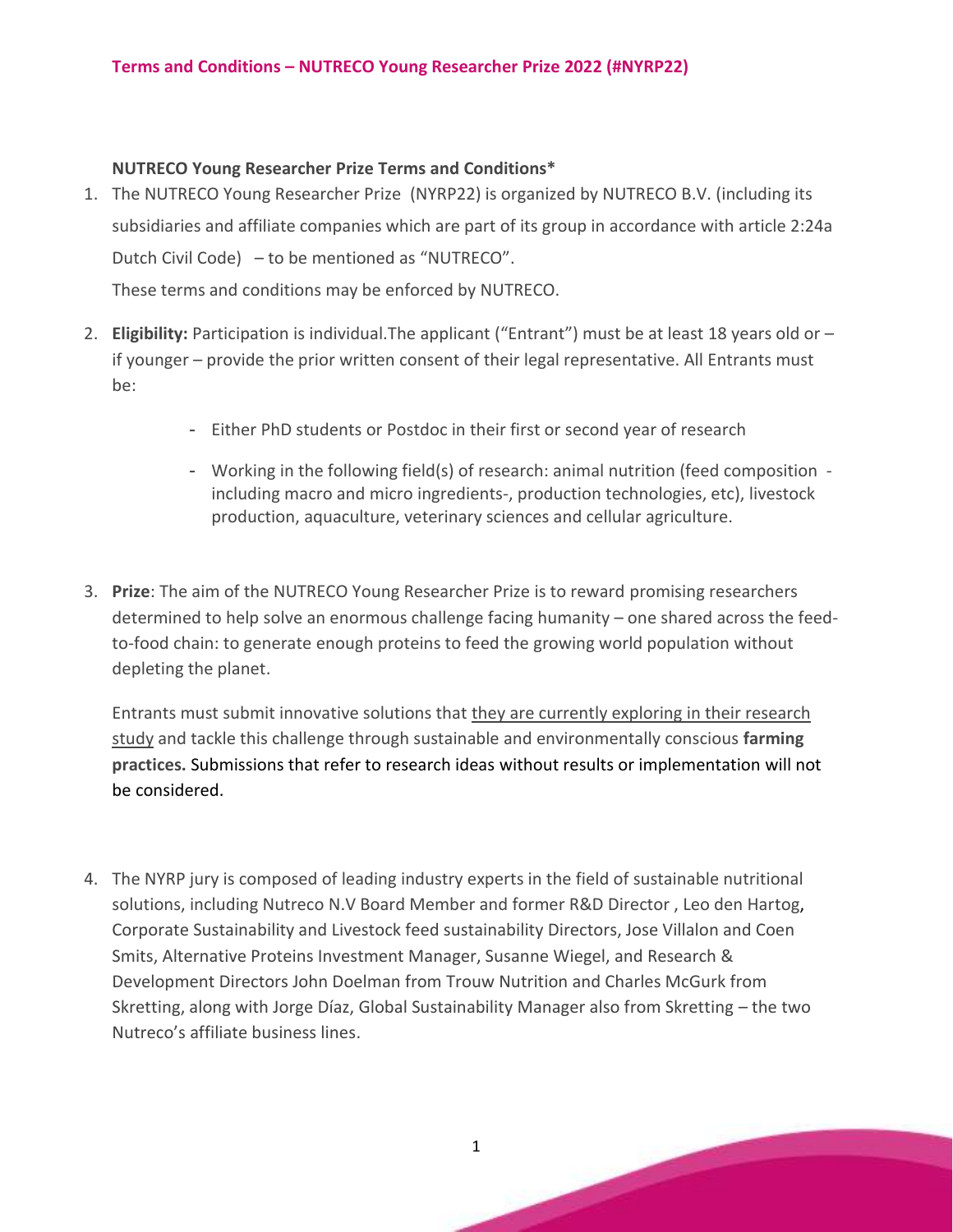# Terms and Conditions – NUTRECO Young Researcher Prize 2022 (#NYRP22)

**NUTRECO Young Researcher Prize Terms and Conditions***

1. The NUTRECO Young Researcher Prize (NYRP22) is organized by NUTRECO B.V. (including its subsidiaries and affiliate companies which are part of its group in accordance with article 2:24a Dutch Civil Code) – to be mentioned as "NUTRECO".

   These terms and conditions may be enforced by NUTRECO.

2. **Eligibility:** Participation is individual.The applicant ("Entrant") must be at least 18 years old or – if younger – provide the prior written consent of their legal representative. All Entrants must be:

   - Either PhD students or Postdoc in their first or second year of research
   - Working in the following field(s) of research: animal nutrition (feed composition - including macro and micro ingredients-, production technologies, etc), livestock production, aquaculture, veterinary sciences and cellular agriculture.

3. **Prize**: The aim of the NUTRECO Young Researcher Prize is to reward promising researchers determined to help solve an enormous challenge facing humanity – one shared across the feed-to-food chain: to generate enough proteins to feed the growing world population without depleting the planet.

   Entrants must submit innovative solutions that they are currently exploring in their research study and tackle this challenge through sustainable and environmentally conscious **farming practices.** Submissions that refer to research ideas without results or implementation will not be considered.

4. The NYRP jury is composed of leading industry experts in the field of sustainable nutritional solutions, including Nutreco N.V Board Member and former R&D Director , Leo den Hartog, Corporate Sustainability and Livestock feed sustainability Directors, Jose Villalon and Coen Smits, Alternative Proteins Investment Manager, Susanne Wiegel, and Research & Development Directors John Doelman from Trouw Nutrition and Charles McGurk from Skretting, along with Jorge Díaz, Global Sustainability Manager also from Skretting – the two Nutreco's affiliate business lines.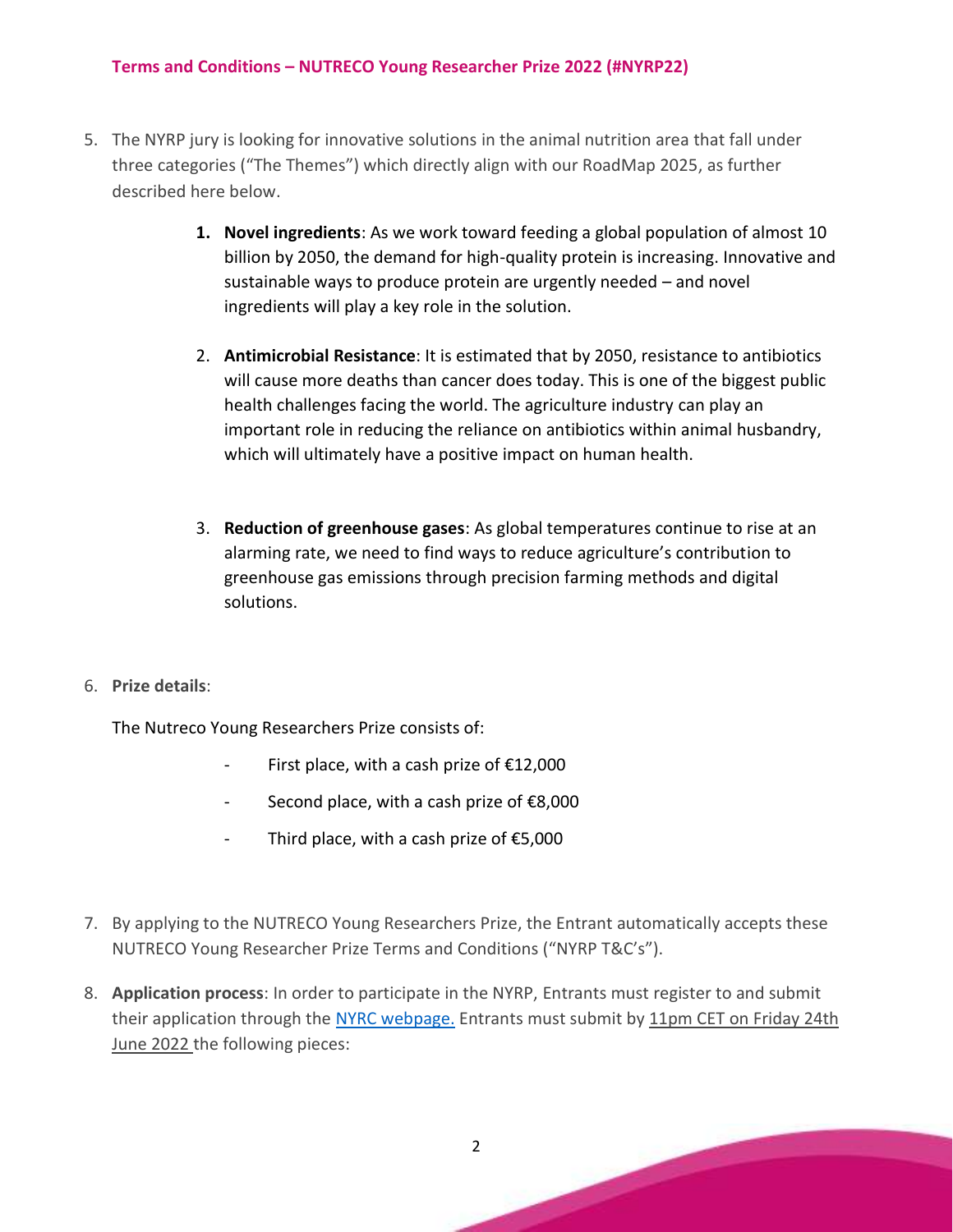5. The NYRP jury is looking for innovative solutions in the animal nutrition area that fall under three categories ("The Themes") which directly align with our RoadMap 2025, as further described here below.

    1. **Novel ingredients**: As we work toward feeding a global population of almost 10 billion by 2050, the demand for high-quality protein is increasing. Innovative and sustainable ways to produce protein are urgently needed – and novel ingredients will play a key role in the solution.

    2. **Antimicrobial Resistance**: It is estimated that by 2050, resistance to antibiotics will cause more deaths than cancer does today. This is one of the biggest public health challenges facing the world. The agriculture industry can play an important role in reducing the reliance on antibiotics within animal husbandry, which will ultimately have a positive impact on human health.

    3. **Reduction of greenhouse gases**: As global temperatures continue to rise at an alarming rate, we need to find ways to reduce agriculture's contribution to greenhouse gas emissions through precision farming methods and digital solutions.

6. **Prize details**:

    The Nutreco Young Researchers Prize consists of:

    - First place, with a cash prize of €12,000
    - Second place, with a cash prize of €8,000
    - Third place, with a cash prize of €5,000

7. By applying to the NUTRECO Young Researchers Prize, the Entrant automatically accepts these NUTRECO Young Researcher Prize Terms and Conditions ("NYRP T&C's").

8. **Application process**: In order to participate in the NYRP, Entrants must register to and submit their application through the NYRC webpage. Entrants must submit by 11pm CET on Friday 24th June 2022 the following pieces: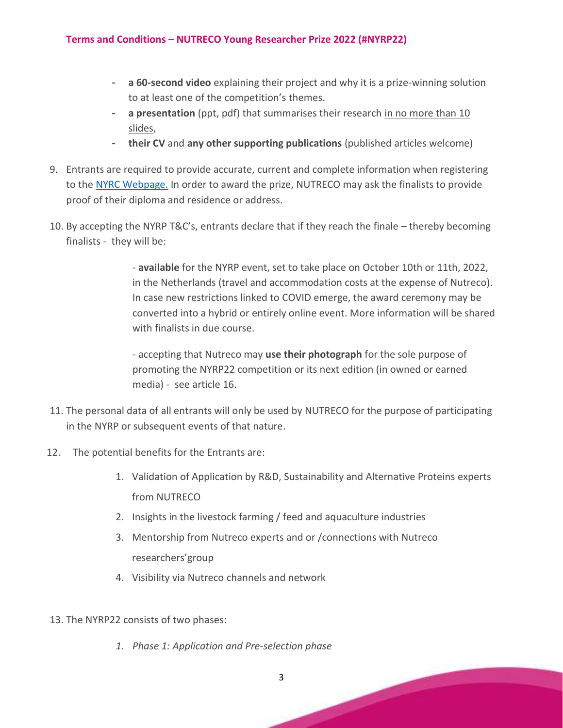- **a 60-second video** explaining their project and why it is a prize-winning solution to at least one of the competition's themes.
- **a presentation** (ppt, pdf) that summarises their research in no more than 10 slides,
- **their CV** and **any other supporting publications** (published articles welcome)

9. Entrants are required to provide accurate, current and complete information when registering to the [NYRC Webpage.](NYRC Webpage) In order to award the prize, NUTRECO may ask the finalists to provide proof of their diploma and residence or address.

10. By accepting the NYRP T&C's, entrants declare that if they reach the finale – thereby becoming finalists - they will be:

    - **available** for the NYRP event, set to take place on October 10th or 11th, 2022, in the Netherlands (travel and accommodation costs at the expense of Nutreco). In case new restrictions linked to COVID emerge, the award ceremony may be converted into a hybrid or entirely online event. More information will be shared with finalists in due course.

    - accepting that Nutreco may **use their photograph** for the sole purpose of promoting the NYRP22 competition or its next edition (in owned or earned media) - see article 16.

11. The personal data of all entrants will only be used by NUTRECO for the purpose of participating in the NYRP or subsequent events of that nature.

12. The potential benefits for the Entrants are:

    1. Validation of Application by R&D, Sustainability and Alternative Proteins experts from NUTRECO
    2. Insights in the livestock farming / feed and aquaculture industries
    3. Mentorship from Nutreco experts and or /connections with Nutreco researchers'group
    4. Visibility via Nutreco channels and network

13. The NYRP22 consists of two phases:

    1. *Phase 1: Application and Pre-selection phase*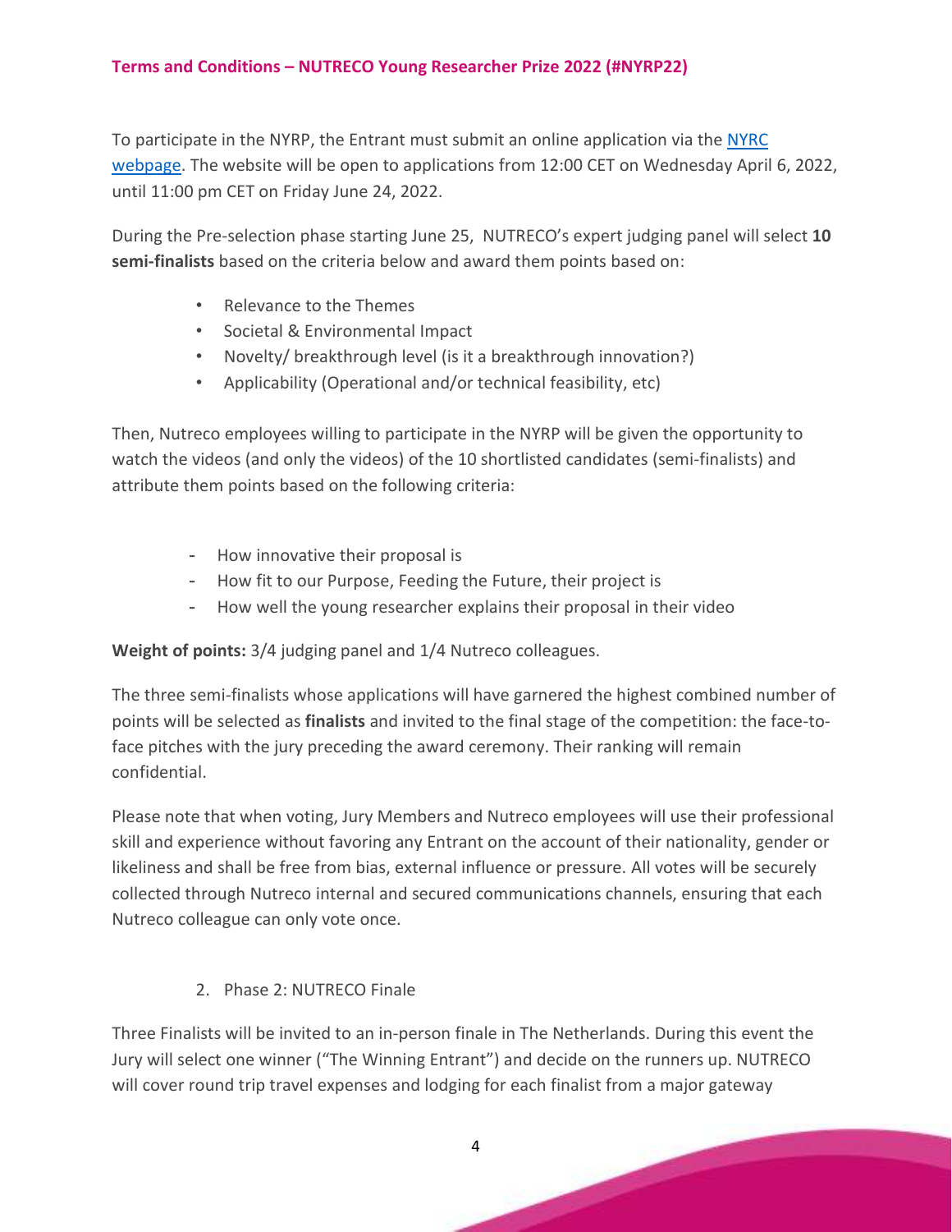To participate in the NYRP, the Entrant must submit an online application via the [NYRC webpage](). The website will be open to applications from 12:00 CET on Wednesday April 6, 2022, until 11:00 pm CET on Friday June 24, 2022.

During the Pre-selection phase starting June 25, NUTRECO's expert judging panel will select **10 semi-finalists** based on the criteria below and award them points based on:

- Relevance to the Themes
- Societal & Environmental Impact
- Novelty/ breakthrough level (is it a breakthrough innovation?)
- Applicability (Operational and/or technical feasibility, etc)

Then, Nutreco employees willing to participate in the NYRP will be given the opportunity to watch the videos (and only the videos) of the 10 shortlisted candidates (semi-finalists) and attribute them points based on the following criteria:

- How innovative their proposal is
- How fit to our Purpose, Feeding the Future, their project is
- How well the young researcher explains their proposal in their video

**Weight of points:** 3/4 judging panel and 1/4 Nutreco colleagues.

The three semi-finalists whose applications will have garnered the highest combined number of points will be selected as **finalists** and invited to the final stage of the competition: the face-to-face pitches with the jury preceding the award ceremony. Their ranking will remain confidential.

Please note that when voting, Jury Members and Nutreco employees will use their professional skill and experience without favoring any Entrant on the account of their nationality, gender or likeliness and shall be free from bias, external influence or pressure. All votes will be securely collected through Nutreco internal and secured communications channels, ensuring that each Nutreco colleague can only vote once.

2. Phase 2: NUTRECO Finale

Three Finalists will be invited to an in-person finale in The Netherlands. During this event the Jury will select one winner ("The Winning Entrant") and decide on the runners up. NUTRECO will cover round trip travel expenses and lodging for each finalist from a major gateway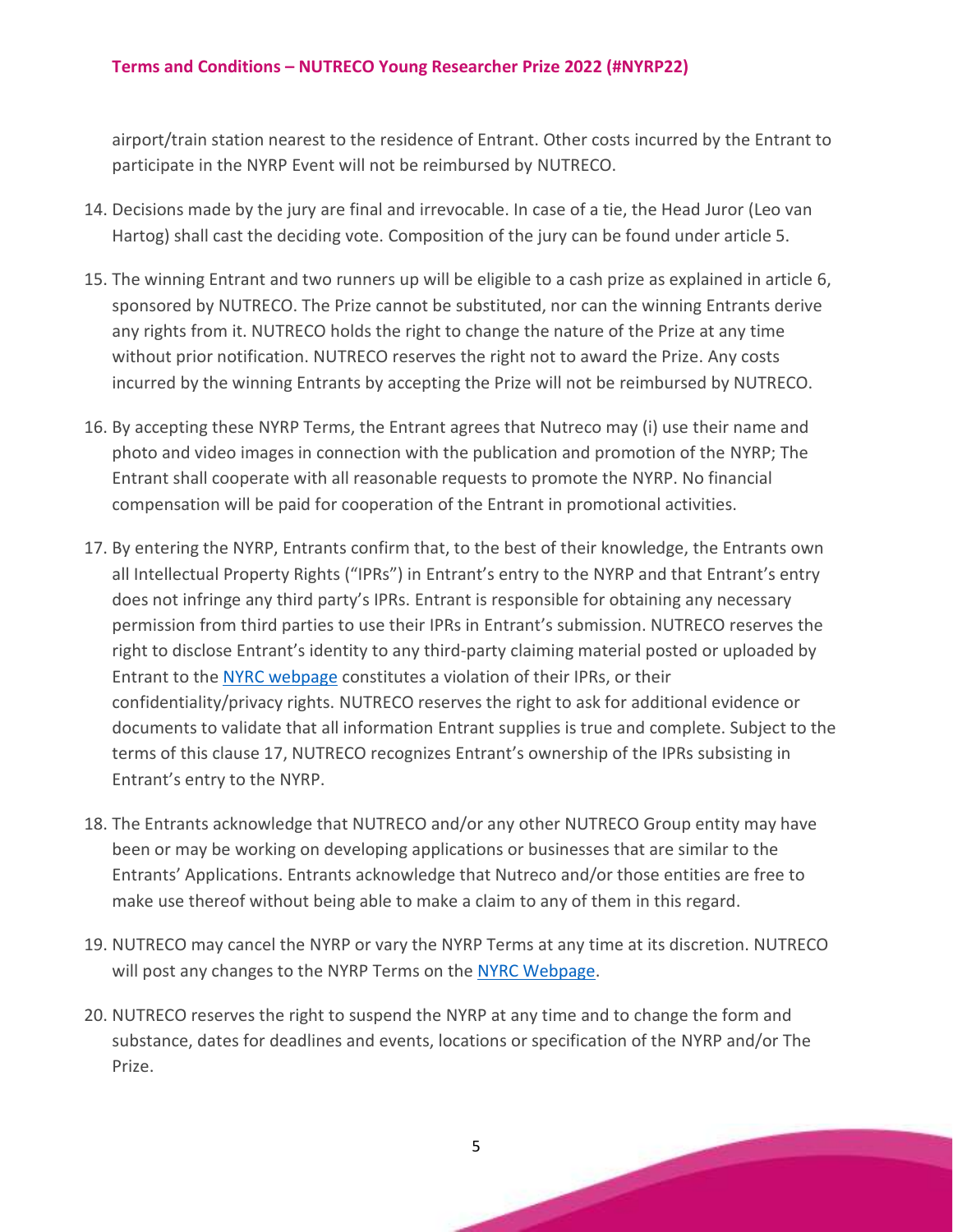airport/train station nearest to the residence of Entrant. Other costs incurred by the Entrant to participate in the NYRP Event will not be reimbursed by NUTRECO.

14. Decisions made by the jury are final and irrevocable. In case of a tie, the Head Juror (Leo van Hartog) shall cast the deciding vote. Composition of the jury can be found under article 5.
15. The winning Entrant and two runners up will be eligible to a cash prize as explained in article 6, sponsored by NUTRECO. The Prize cannot be substituted, nor can the winning Entrants derive any rights from it. NUTRECO holds the right to change the nature of the Prize at any time without prior notification. NUTRECO reserves the right not to award the Prize. Any costs incurred by the winning Entrants by accepting the Prize will not be reimbursed by NUTRECO.
16. By accepting these NYRP Terms, the Entrant agrees that Nutreco may (i) use their name and photo and video images in connection with the publication and promotion of the NYRP; The Entrant shall cooperate with all reasonable requests to promote the NYRP. No financial compensation will be paid for cooperation of the Entrant in promotional activities.
17. By entering the NYRP, Entrants confirm that, to the best of their knowledge, the Entrants own all Intellectual Property Rights ("IPRs") in Entrant's entry to the NYRP and that Entrant's entry does not infringe any third party's IPRs. Entrant is responsible for obtaining any necessary permission from third parties to use their IPRs in Entrant's submission. NUTRECO reserves the right to disclose Entrant's identity to any third-party claiming material posted or uploaded by Entrant to the NYRC webpage constitutes a violation of their IPRs, or their confidentiality/privacy rights. NUTRECO reserves the right to ask for additional evidence or documents to validate that all information Entrant supplies is true and complete. Subject to the terms of this clause 17, NUTRECO recognizes Entrant's ownership of the IPRs subsisting in Entrant's entry to the NYRP.
18. The Entrants acknowledge that NUTRECO and/or any other NUTRECO Group entity may have been or may be working on developing applications or businesses that are similar to the Entrants' Applications. Entrants acknowledge that Nutreco and/or those entities are free to make use thereof without being able to make a claim to any of them in this regard.
19. NUTRECO may cancel the NYRP or vary the NYRP Terms at any time at its discretion. NUTRECO will post any changes to the NYRP Terms on the NYRC Webpage.
20. NUTRECO reserves the right to suspend the NYRP at any time and to change the form and substance, dates for deadlines and events, locations or specification of the NYRP and/or The Prize.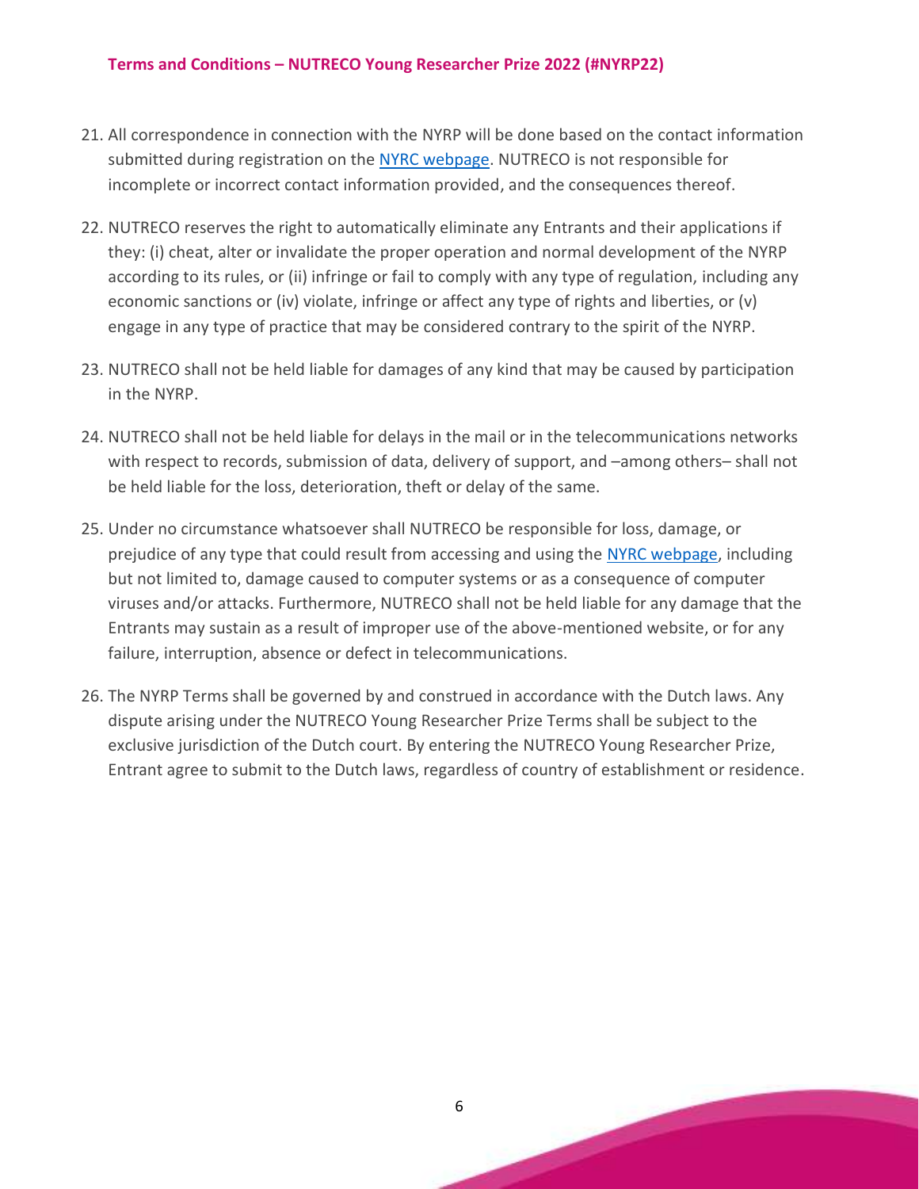21. All correspondence in connection with the NYRP will be done based on the contact information submitted during registration on the [NYRC webpage](). NUTRECO is not responsible for incomplete or incorrect contact information provided, and the consequences thereof.

22. NUTRECO reserves the right to automatically eliminate any Entrants and their applications if they: (i) cheat, alter or invalidate the proper operation and normal development of the NYRP according to its rules, or (ii) infringe or fail to comply with any type of regulation, including any economic sanctions or (iv) violate, infringe or affect any type of rights and liberties, or (v) engage in any type of practice that may be considered contrary to the spirit of the NYRP.

23. NUTRECO shall not be held liable for damages of any kind that may be caused by participation in the NYRP.

24. NUTRECO shall not be held liable for delays in the mail or in the telecommunications networks with respect to records, submission of data, delivery of support, and –among others– shall not be held liable for the loss, deterioration, theft or delay of the same.

25. Under no circumstance whatsoever shall NUTRECO be responsible for loss, damage, or prejudice of any type that could result from accessing and using the [NYRC webpage](), including but not limited to, damage caused to computer systems or as a consequence of computer viruses and/or attacks. Furthermore, NUTRECO shall not be held liable for any damage that the Entrants may sustain as a result of improper use of the above-mentioned website, or for any failure, interruption, absence or defect in telecommunications.

26. The NYRP Terms shall be governed by and construed in accordance with the Dutch laws. Any dispute arising under the NUTRECO Young Researcher Prize Terms shall be subject to the exclusive jurisdiction of the Dutch court. By entering the NUTRECO Young Researcher Prize, Entrant agree to submit to the Dutch laws, regardless of country of establishment or residence.